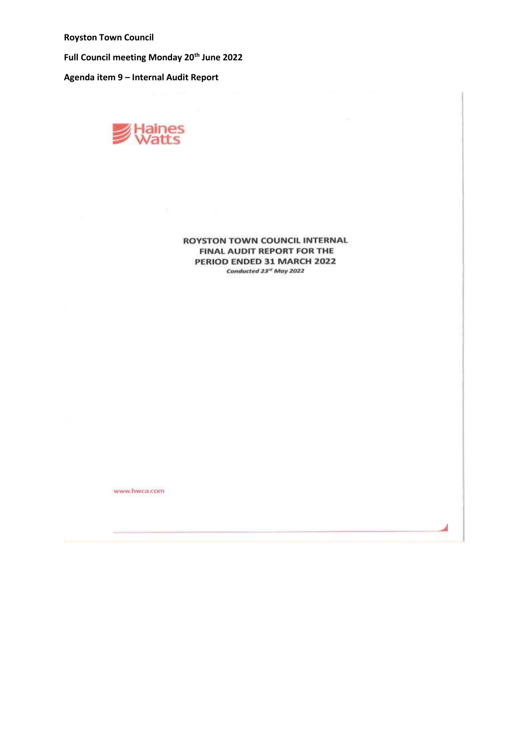**Royston Town Council**

**Full Council meeting Monday 20th June 2022**

**Agenda item 9 – Internal Audit Report**

Haines Watts

# ROYSTON TOWN COUNCIL INTERNAL FINAL AUDIT REPORT FOR THE PERIOD ENDED 31 MARCH 2022

*Conducted 23rd May 2022*

www.hwca.com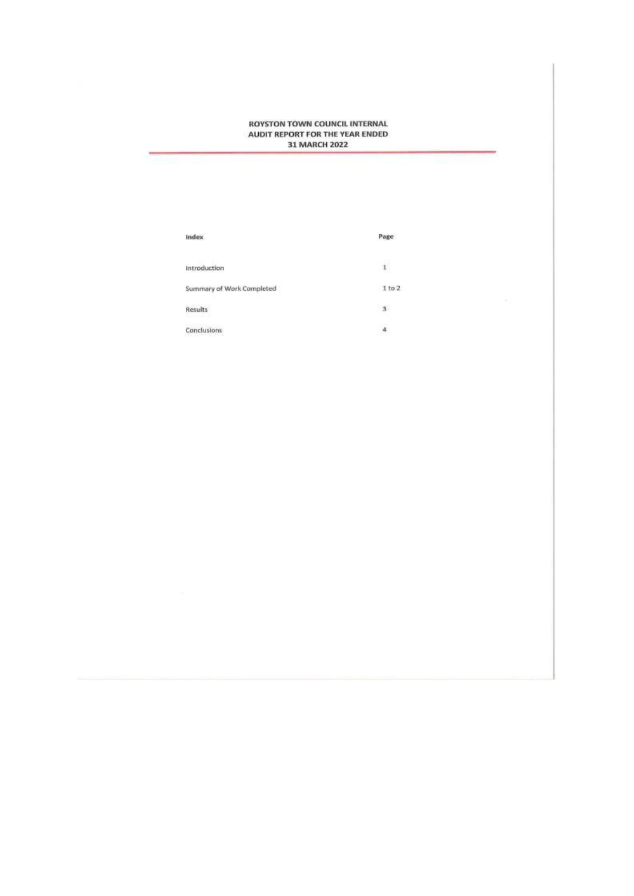# ROYSTON TOWN COUNCIL INTERNAL AUDIT REPORT FOR THE YEAR ENDED 31 MARCH 2022

| Index | Page |
|---|---|
| Introduction | 1 |
| Summary of Work Completed | 1 to 2 |
| Results | 3 |
| Conclusions | 4 |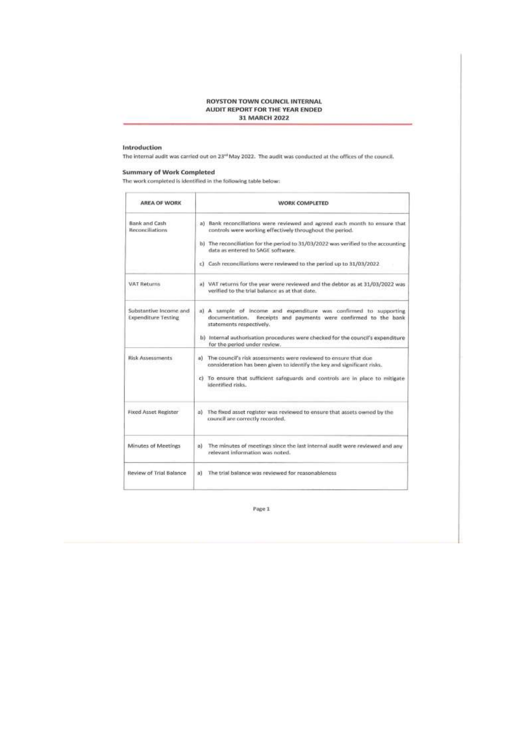# ROYSTON TOWN COUNCIL INTERNAL AUDIT REPORT FOR THE YEAR ENDED 31 MARCH 2022

## Introduction

The internal audit was carried out on 23rd May 2022. The audit was conducted at the offices of the council.

## Summary of Work Completed

The work completed is identified in the following table below:

| AREA OF WORK | WORK COMPLETED |
| --- | --- |
| Bank and Cash Reconciliations | a) Bank reconciliations were reviewed and agreed each month to ensure that controls were working effectively throughout the period.<br><br>b) The reconciliation for the period to 31/03/2022 was verified to the accounting data as entered to SAGE software.<br><br>c) Cash reconciliations were reviewed to the period up to 31/03/2022 |
| VAT Returns | a) VAT returns for the year were reviewed and the debtor as at 31/03/2022 was verified to the trial balance as at that date. |
| Substantive Income and Expenditure Testing | a) A sample of income and expenditure was confirmed to supporting documentation. Receipts and payments were confirmed to the bank statements respectively.<br><br>b) Internal authorisation procedures were checked for the council's expenditure for the period under review. |
| Risk Assessments | a) The council's risk assessments were reviewed to ensure that due consideration has been given to identify the key and significant risks.<br><br>c) To ensure that sufficient safeguards and controls are in place to mitigate identified risks. |
| Fixed Asset Register | a) The fixed asset register was reviewed to ensure that assets owned by the council are correctly recorded. |
| Minutes of Meetings | a) The minutes of meetings since the last internal audit were reviewed and any relevant information was noted. |
| Review of Trial Balance | a) The trial balance was reviewed for reasonableness |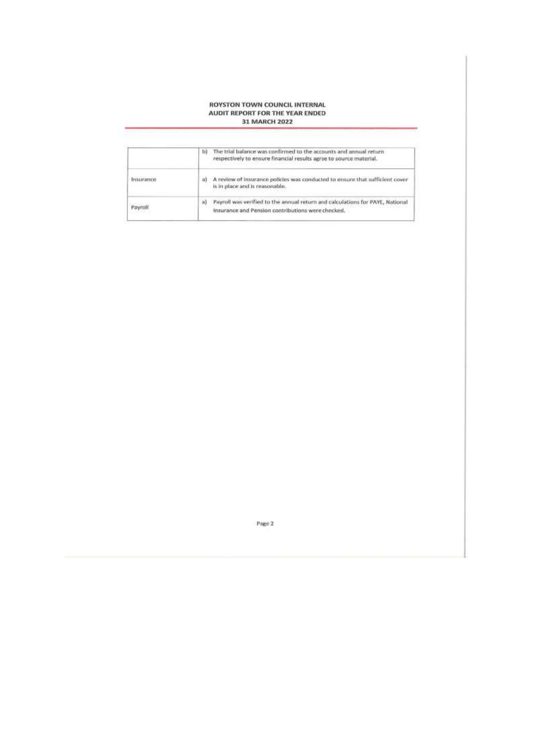# ROYSTON TOWN COUNCIL INTERNAL AUDIT REPORT FOR THE YEAR ENDED 31 MARCH 2022

| | |
|---|---|
| | b) The trial balance was confirmed to the accounts and annual return respectively to ensure financial results agree to source material. |
| Insurance | a) A review of insurance policies was conducted to ensure that sufficient cover is in place and is reasonable. |
| Payroll | a) Payroll was verified to the annual return and calculations for PAYE, National Insurance and Pension contributions were checked. |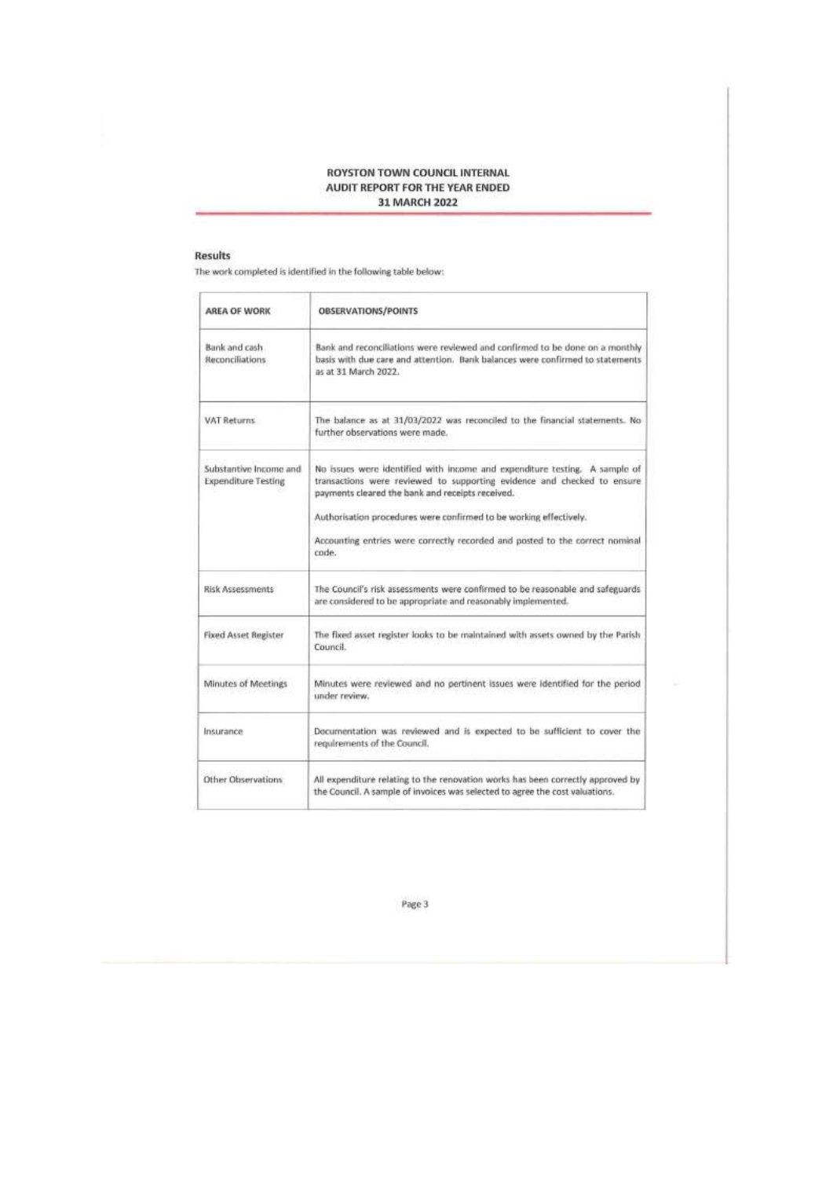# ROYSTON TOWN COUNCIL INTERNAL AUDIT REPORT FOR THE YEAR ENDED 31 MARCH 2022

## Results

The work completed is identified in the following table below:

| AREA OF WORK | OBSERVATIONS/POINTS |
|---|---|
| Bank and cash Reconciliations | Bank and reconciliations were reviewed and confirmed to be done on a monthly basis with due care and attention. Bank balances were confirmed to statements as at 31 March 2022. |
| VAT Returns | The balance as at 31/03/2022 was reconciled to the financial statements. No further observations were made. |
| Substantive Income and Expenditure Testing | No issues were identified with income and expenditure testing. A sample of transactions were reviewed to supporting evidence and checked to ensure payments cleared the bank and receipts received.<br><br>Authorisation procedures were confirmed to be working effectively.<br><br>Accounting entries were correctly recorded and posted to the correct nominal code. |
| Risk Assessments | The Council's risk assessments were confirmed to be reasonable and safeguards are considered to be appropriate and reasonably implemented. |
| Fixed Asset Register | The fixed asset register looks to be maintained with assets owned by the Parish Council. |
| Minutes of Meetings | Minutes were reviewed and no pertinent issues were identified for the period under review. |
| Insurance | Documentation was reviewed and is expected to be sufficient to cover the requirements of the Council. |
| Other Observations | All expenditure relating to the renovation works has been correctly approved by the Council. A sample of invoices was selected to agree the cost valuations. |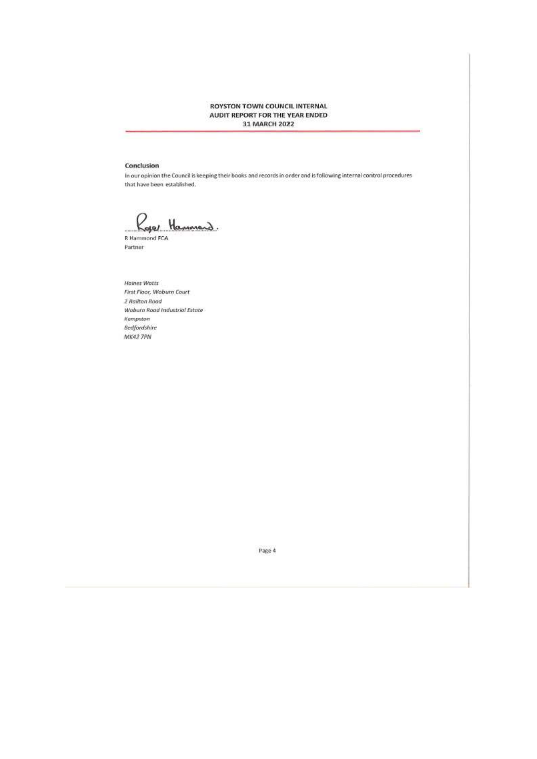**ROYSTON TOWN COUNCIL INTERNAL AUDIT REPORT FOR THE YEAR ENDED 31 MARCH 2022**

### Conclusion

In our opinion the Council is keeping their books and records in order and is following internal control procedures that have been established.

Roger Hammond.

R Hammond FCA
Partner

*Haines Watts*
*First Floor, Woburn Court*
*2 Railton Road*
*Woburn Road Industrial Estate*
*Kempston*
*Bedfordshire*
*MK42 7PN*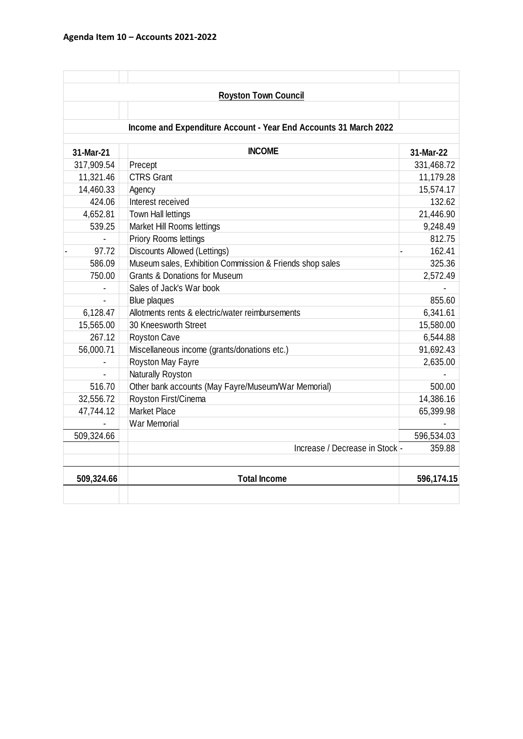**Agenda Item 10 – Accounts 2021-2022**

**Royston Town Council**

**Income and Expenditure Account - Year End Accounts 31 March 2022**

| 31-Mar-21 | INCOME | 31-Mar-22 |
|---|---|---|
| 317,909.54 | Precept | 331,468.72 |
| 11,321.46 | CTRS Grant | 11,179.28 |
| 14,460.33 | Agency | 15,574.17 |
| 424.06 | Interest received | 132.62 |
| 4,652.81 | Town Hall lettings | 21,446.90 |
| 539.25 | Market Hill Rooms lettings | 9,248.49 |
| - | Priory Rooms lettings | 812.75 |
| - 97.72 | Discounts Allowed (Lettings) | - 162.41 |
| 586.09 | Museum sales, Exhibition Commission & Friends shop sales | 325.36 |
| 750.00 | Grants & Donations for Museum | 2,572.49 |
| - | Sales of Jack's War book | - |
| - | Blue plaques | 855.60 |
| 6,128.47 | Allotments rents & electric/water reimbursements | 6,341.61 |
| 15,565.00 | 30 Kneesworth Street | 15,580.00 |
| 267.12 | Royston Cave | 6,544.88 |
| 56,000.71 | Miscellaneous income (grants/donations etc.) | 91,692.43 |
| - | Royston May Fayre | 2,635.00 |
| - | Naturally Royston | - |
| 516.70 | Other bank accounts (May Fayre/Museum/War Memorial) | 500.00 |
| 32,556.72 | Royston First/Cinema | 14,386.16 |
| 47,744.12 | Market Place | 65,399.98 |
| - | War Memorial | - |
| 509,324.66 | | 596,534.03 |
| | Increase / Decrease in Stock | - 359.88 |
| **509,324.66** | **Total Income** | **596,174.15** |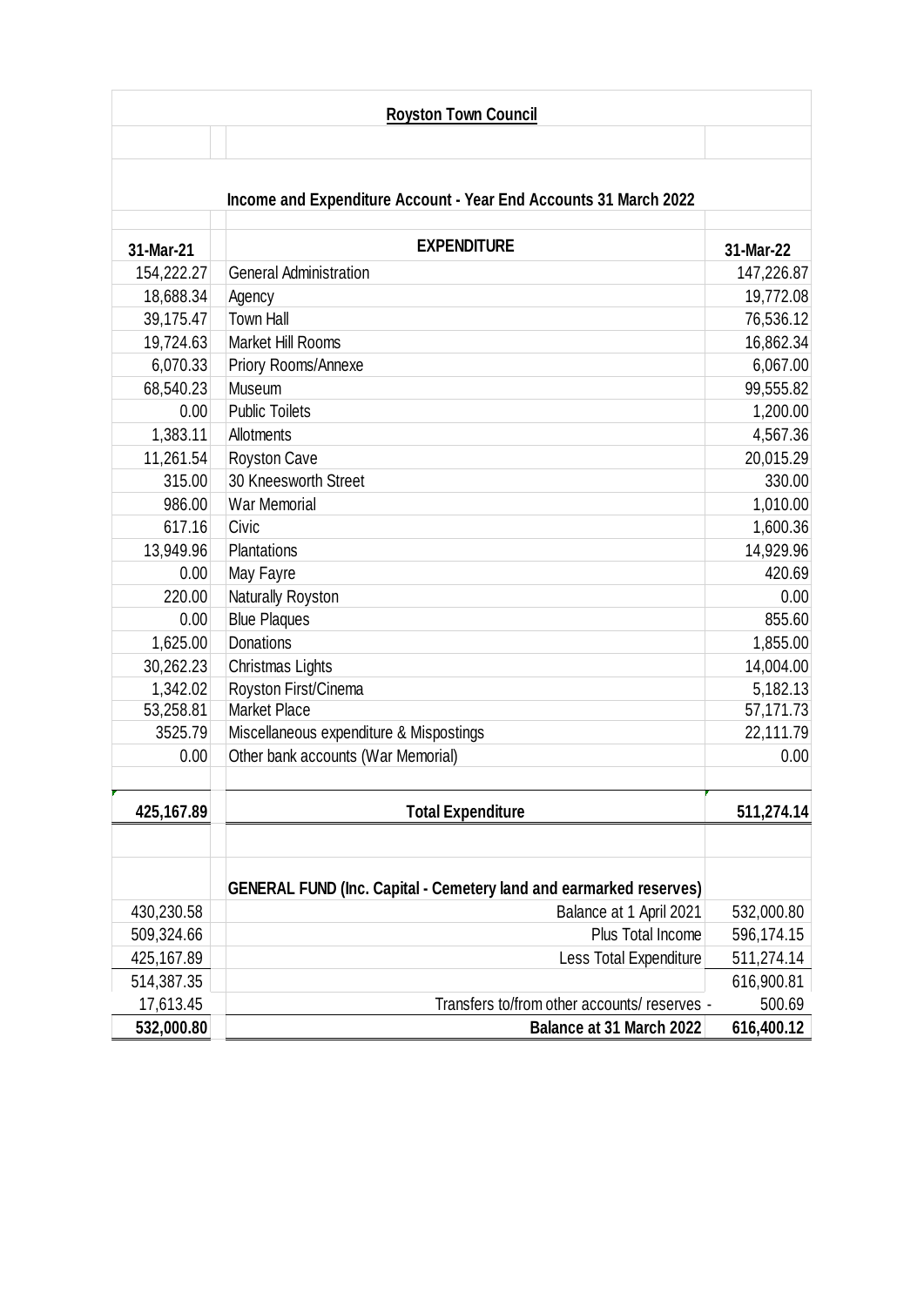# Royston Town Council

## Income and Expenditure Account - Year End Accounts 31 March 2022

| 31-Mar-21 | EXPENDITURE | 31-Mar-22 |
|---|---|---|
| 154,222.27 | General Administration | 147,226.87 |
| 18,688.34 | Agency | 19,772.08 |
| 39,175.47 | Town Hall | 76,536.12 |
| 19,724.63 | Market Hill Rooms | 16,862.34 |
| 6,070.33 | Priory Rooms/Annexe | 6,067.00 |
| 68,540.23 | Museum | 99,555.82 |
| 0.00 | Public Toilets | 1,200.00 |
| 1,383.11 | Allotments | 4,567.36 |
| 11,261.54 | Royston Cave | 20,015.29 |
| 315.00 | 30 Kneesworth Street | 330.00 |
| 986.00 | War Memorial | 1,010.00 |
| 617.16 | Civic | 1,600.36 |
| 13,949.96 | Plantations | 14,929.96 |
| 0.00 | May Fayre | 420.69 |
| 220.00 | Naturally Royston | 0.00 |
| 0.00 | Blue Plaques | 855.60 |
| 1,625.00 | Donations | 1,855.00 |
| 30,262.23 | Christmas Lights | 14,004.00 |
| 1,342.02 | Royston First/Cinema | 5,182.13 |
| 53,258.81 | Market Place | 57,171.73 |
| 3525.79 | Miscellaneous expenditure & Mispostings | 22,111.79 |
| 0.00 | Other bank accounts (War Memorial) | 0.00 |
| | | |
| **425,167.89** | **Total Expenditure** | **511,274.14** |

| | | |
|---|---|---|
| | **GENERAL FUND (Inc. Capital - Cemetery land and earmarked reserves)** | |
| 430,230.58 | Balance at 1 April 2021 | 532,000.80 |
| 509,324.66 | Plus Total Income | 596,174.15 |
| 425,167.89 | Less Total Expenditure | 511,274.14 |
| 514,387.35 | | 616,900.81 |
| 17,613.45 | Transfers to/from other accounts/ reserves - | 500.69 |
| **532,000.80** | **Balance at 31 March 2022** | **616,400.12** |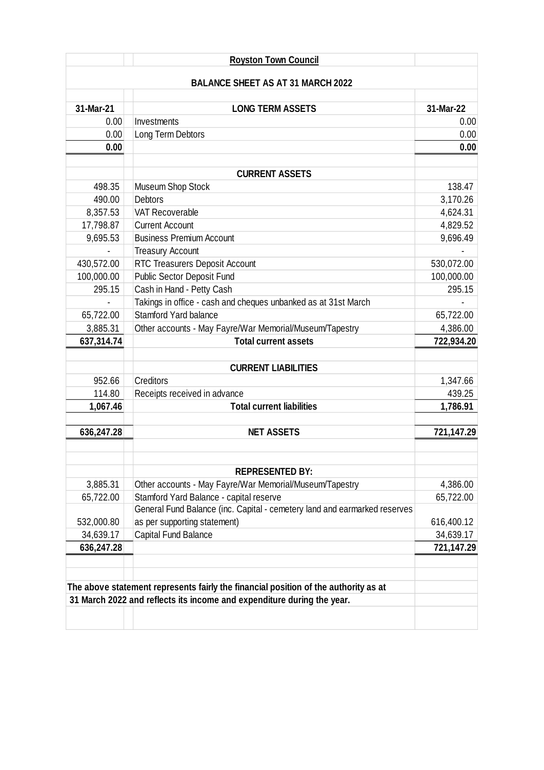## Royston Town Council

### BALANCE SHEET AS AT 31 MARCH 2022

| 31-Mar-21 | | 31-Mar-22 |
|---|---|---|
| | **LONG TERM ASSETS** | |
| 0.00 | Investments | 0.00 |
| 0.00 | Long Term Debtors | 0.00 |
| **0.00** | | **0.00** |
| | **CURRENT ASSETS** | |
| 498.35 | Museum Shop Stock | 138.47 |
| 490.00 | Debtors | 3,170.26 |
| 8,357.53 | VAT Recoverable | 4,624.31 |
| 17,798.87 | Current Account | 4,829.52 |
| 9,695.53 | Business Premium Account | 9,696.49 |
| - | Treasury Account | - |
| 430,572.00 | RTC Treasurers Deposit Account | 530,072.00 |
| 100,000.00 | Public Sector Deposit Fund | 100,000.00 |
| 295.15 | Cash in Hand - Petty Cash | 295.15 |
| - | Takings in office - cash and cheques unbanked as at 31st March | - |
| 65,722.00 | Stamford Yard balance | 65,722.00 |
| 3,885.31 | Other accounts - May Fayre/War Memorial/Museum/Tapestry | 4,386.00 |
| **637,314.74** | **Total current assets** | **722,934.20** |
| | **CURRENT LIABILITIES** | |
| 952.66 | Creditors | 1,347.66 |
| 114.80 | Receipts received in advance | 439.25 |
| **1,067.46** | **Total current liabilities** | **1,786.91** |
| **636,247.28** | **NET ASSETS** | **721,147.29** |
| | **REPRESENTED BY:** | |
| 3,885.31 | Other accounts - May Fayre/War Memorial/Museum/Tapestry | 4,386.00 |
| 65,722.00 | Stamford Yard Balance - capital reserve | 65,722.00 |
| 532,000.80 | General Fund Balance (inc. Capital - cemetery land and earmarked reserves as per supporting statement) | 616,400.12 |
| 34,639.17 | Capital Fund Balance | 34,639.17 |
| **636,247.28** | | **721,147.29** |

**The above statement represents fairly the financial position of the authority as at 31 March 2022 and reflects its income and expenditure during the year.**